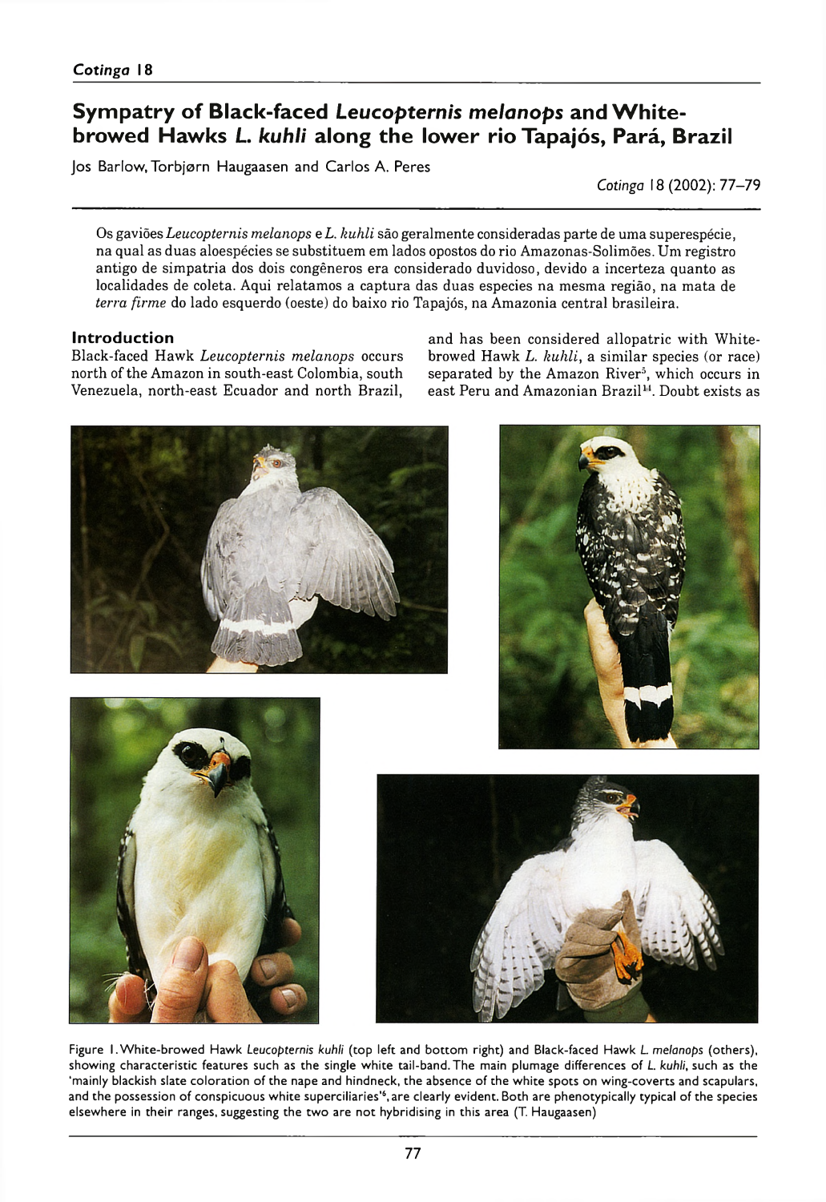# Sympatry of Black-faced *Leucopternis melanops* and White-browed Hawks *L. kuhli* along the lower rio Tapajós, Pará, Brazil

Jos Barlow, Torbjørn Haugaasen and Carlos A. Peres

Os gaviões *Leucopternis melanops* e *L. kuhli* são geralmente consideradas parte de uma superespécie, na qual as duas aloespécies se substituem em lados opostos do rio Amazonas-Solimões. Um registro antigo de simpatria dos dois congêneros era considerado duvidoso, devido a incerteza quanto as localidades de coleta. Aqui relatamos a captura das duas especies na mesma região, na mata de *terra firme* do lado esquerdo (oeste) do baixo rio Tapajós, na Amazonia central brasileira.

## Introduction

Black-faced Hawk *Leucopternis melanops* occurs north of the Amazon in south-east Colombia, south Venezuela, north-east Ecuador and north Brazil, and has been considered allopatric with White-browed Hawk *L. kuhli*, a similar species (or race) separated by the Amazon River[5], which occurs in east Peru and Amazonian Brazil[14]. Doubt exists as

Figure 1. White-browed Hawk *Leucopternis kuhli* (top left and bottom right) and Black-faced Hawk *L. melanops* (others), showing characteristic features such as the single white tail-band. The main plumage differences of *L. kuhli*, such as the 'mainly blackish slate coloration of the nape and hindneck, the absence of the white spots on wing-coverts and scapulars, and the possession of conspicuous white superciliaries'[6], are clearly evident. Both are phenotypically typical of the species elsewhere in their ranges, suggesting the two are not hybridising in this area (T. Haugaasen)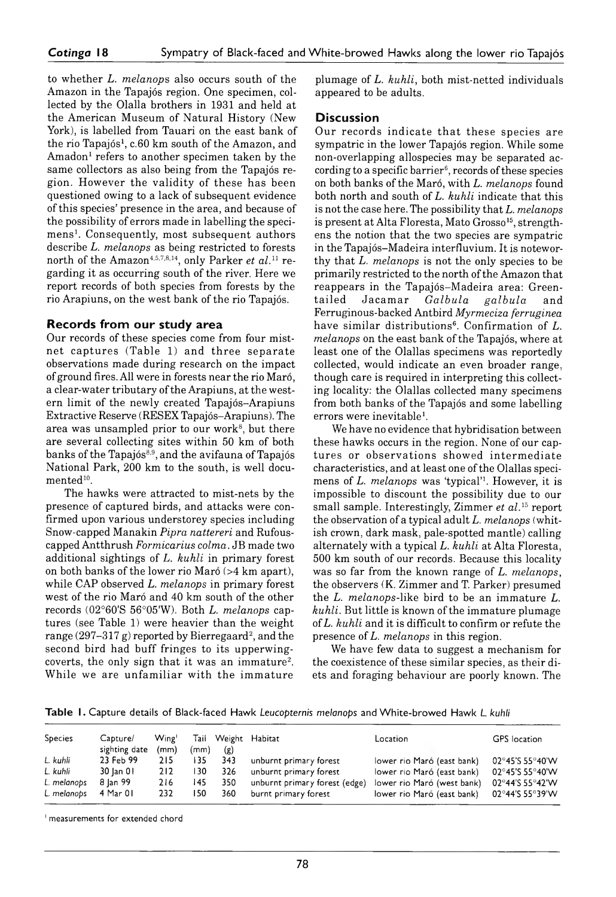to whether *L. melanops* also occurs south of the Amazon in the Tapajós region. One specimen, collected by the Olalla brothers in 1931 and held at the American Museum of Natural History (New York), is labelled from Tauari on the east bank of the rio Tapajós[1], c.60 km south of the Amazon, and Amadon[1] refers to another specimen taken by the same collectors as also being from the Tapajós region. However the validity of these has been questioned owing to a lack of subsequent evidence of this species' presence in the area, and because of the possibility of errors made in labelling the specimens[1]. Consequently, most subsequent authors describe *L. melanops* as being restricted to forests north of the Amazon[4,5,7,8,14], only Parker *et al.*[11] regarding it as occurring south of the river. Here we report records of both species from forests by the rio Arapiuns, on the west bank of the rio Tapajós.

## Records from our study area

Our records of these species come from four mist-net captures (Table 1) and three separate observations made during research on the impact of ground fires. All were in forests near the rio Maró, a clear-water tributary of the Arapiuns, at the western limit of the newly created Tapajós–Arapiuns Extractive Reserve (RESEX Tapajós–Arapiuns). The area was unsampled prior to our work[8], but there are several collecting sites within 50 km of both banks of the Tapajós[8,9], and the avifauna of Tapajós National Park, 200 km to the south, is well documented[10].

The hawks were attracted to mist-nets by the presence of captured birds, and attacks were confirmed upon various understorey species including Snow-capped Manakin *Pipra nattereri* and Rufous-capped Antthrush *Formicarius colma*. JB made two additional sightings of *L. kuhli* in primary forest on both banks of the lower rio Maró (>4 km apart), while CAP observed *L. melanops* in primary forest west of the rio Maró and 40 km south of the other records (02°60'S 56°05'W). Both *L. melanops* captures (see Table 1) were heavier than the weight range (297–317 g) reported by Bierregaard[2], and the second bird had buff fringes to its upperwing-coverts, the only sign that it was an immature[2]. While we are unfamiliar with the immature plumage of *L. kuhli*, both mist-netted individuals appeared to be adults.

## Discussion

Our records indicate that these species are sympatric in the lower Tapajós region. While some non-overlapping allospecies may be separated according to a specific barrier[6], records of these species on both banks of the Maró, with *L. melanops* found both north and south of *L. kuhli* indicate that this is not the case here. The possibility that *L. melanops* is present at Alta Floresta, Mato Grosso[15], strengthens the notion that the two species are sympatric in the Tapajós–Madeira interfluvium. It is noteworthy that *L. melanops* is not the only species to be primarily restricted to the north of the Amazon that reappears in the Tapajós–Madeira area: Green-tailed Jacamar *Galbula galbula* and Ferruginous-backed Antbird *Myrmeciza ferruginea* have similar distributions[6]. Confirmation of *L. melanops* on the east bank of the Tapajós, where at least one of the Olallas specimens was reportedly collected, would indicate an even broader range, though care is required in interpreting this collecting locality: the Olallas collected many specimens from both banks of the Tapajós and some labelling errors were inevitable[1].

We have no evidence that hybridisation between these hawks occurs in the region. None of our captures or observations showed intermediate characteristics, and at least one of the Olallas specimens of *L. melanops* was 'typical'[1]. However, it is impossible to discount the possibility due to our small sample. Interestingly, Zimmer *et al.*[15] report the observation of a typical adult *L. melanops* (whitish crown, dark mask, pale-spotted mantle) calling alternately with a typical *L. kuhli* at Alta Floresta, 500 km south of our records. Because this locality was so far from the known range of *L. melanops*, the observers (K. Zimmer and T. Parker) presumed the *L. melanops*-like bird to be an immature *L. kuhli*. But little is known of the immature plumage of *L. kuhli* and it is difficult to confirm or refute the presence of *L. melanops* in this region.

We have few data to suggest a mechanism for the coexistence of these similar species, as their diets and foraging behaviour are poorly known. The

**Table 1.** Capture details of Black-faced Hawk *Leucopternis melanops* and White-browed Hawk *L. kuhli*

| Species | Capture/ sighting date | Wing[1] (mm) | Tail (mm) | Weight (g) | Habitat | Location | GPS location |
|---|---|---|---|---|---|---|---|
| *L. kuhli* | 23 Feb 99 | 215 | 135 | 343 | unburnt primary forest | lower rio Maró (east bank) | 02°45'S 55°40'W |
| *L. kuhli* | 30 Jan 01 | 212 | 130 | 326 | unburnt primary forest | lower rio Maró (east bank) | 02°45'S 55°40'W |
| *L. melanops* | 8 Jan 99 | 216 | 145 | 350 | unburnt primary forest (edge) | lower rio Maró (west bank) | 02°44'S 55°42'W |
| *L. melanops* | 4 Mar 01 | 232 | 150 | 360 | burnt primary forest | lower rio Maró (east bank) | 02°44'S 55°39'W |

[1] measurements for extended chord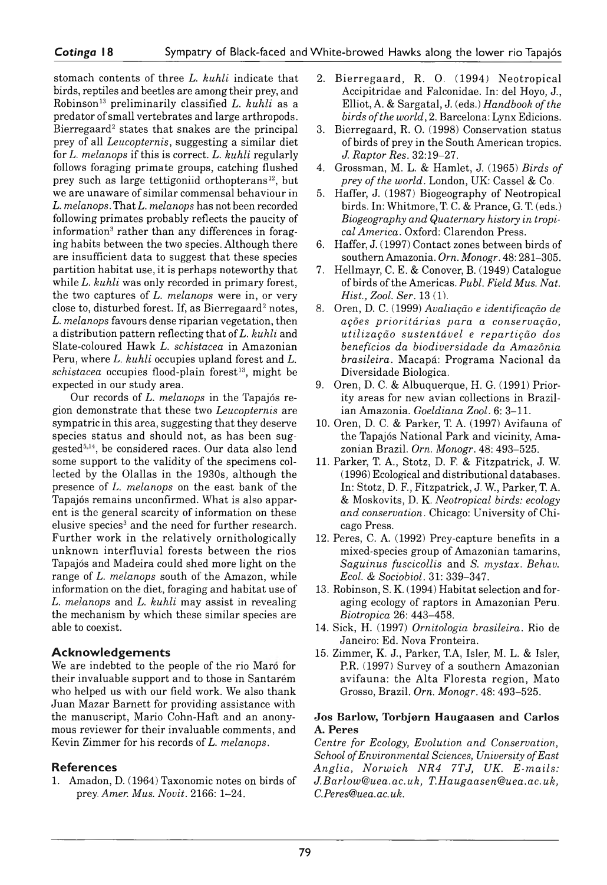stomach contents of three *L. kuhli* indicate that birds, reptiles and beetles are among their prey, and Robinson[13] preliminarily classified *L. kuhli* as a predator of small vertebrates and large arthropods. Bierregaard[2] states that snakes are the principal prey of all *Leucopternis*, suggesting a similar diet for *L. melanops* if this is correct. *L. kuhli* regularly follows foraging primate groups, catching flushed prey such as large tettigoniid orthopterans[12], but we are unaware of similar commensal behaviour in *L. melanops*. That *L. melanops* has not been recorded following primates probably reflects the paucity of information[3] rather than any differences in foraging habits between the two species. Although there are insufficient data to suggest that these species partition habitat use, it is perhaps noteworthy that while *L. kuhli* was only recorded in primary forest, the two captures of *L. melanops* were in, or very close to, disturbed forest. If, as Bierregaard[2] notes, *L. melanops* favours dense riparian vegetation, then a distribution pattern reflecting that of *L. kuhli* and Slate-coloured Hawk *L. schistacea* in Amazonian Peru, where *L. kuhli* occupies upland forest and *L. schistacea* occupies flood-plain forest[13], might be expected in our study area.

Our records of *L. melanops* in the Tapajós region demonstrate that these two *Leucopternis* are sympatric in this area, suggesting that they deserve species status and should not, as has been suggested[5,14], be considered races. Our data also lend some support to the validity of the specimens collected by the Olallas in the 1930s, although the presence of *L. melanops* on the east bank of the Tapajós remains unconfirmed. What is also apparent is the general scarcity of information on these elusive species[3] and the need for further research. Further work in the relatively ornithologically unknown interfluvial forests between the rios Tapajós and Madeira could shed more light on the range of *L. melanops* south of the Amazon, while information on the diet, foraging and habitat use of *L. melanops* and *L. kuhli* may assist in revealing the mechanism by which these similar species are able to coexist.

## Acknowledgements

We are indebted to the people of the rio Maró for their invaluable support and to those in Santarém who helped us with our field work. We also thank Juan Mazar Barnett for providing assistance with the manuscript, Mario Cohn-Haft and an anonymous reviewer for their invaluable comments, and Kevin Zimmer for his records of *L. melanops*.

## References

1. Amadon, D. (1964) Taxonomic notes on birds of prey. *Amer. Mus. Novit.* 2166: 1–24.
2. Bierregaard, R. O. (1994) Neotropical Accipitridae and Falconidae. In: del Hoyo, J., Elliot, A. & Sargatal, J. (eds.) *Handbook of the birds of the world*, 2. Barcelona: Lynx Edicions.
3. Bierregaard, R. O. (1998) Conservation status of birds of prey in the South American tropics. *J. Raptor Res.* 32:19–27.
4. Grossman, M. L. & Hamlet, J. (1965) *Birds of prey of the world*. London, UK: Cassel & Co.
5. Haffer, J. (1987) Biogeography of Neotropical birds. In: Whitmore, T. C. & Prance, G. T. (eds.) *Biogeography and Quaternary history in tropical America*. Oxford: Clarendon Press.
6. Haffer, J. (1997) Contact zones between birds of southern Amazonia. *Orn. Monogr.* 48: 281–305.
7. Hellmayr, C. E. & Conover, B. (1949) Catalogue of birds of the Americas. *Publ. Field Mus. Nat. Hist., Zool. Ser.* 13 (1).
8. Oren, D. C. (1999) *Avaliação e identificação de ações prioritárias para a conservação, utilização sustentável e repartição dos benefícios da biodiversidade da Amazônia brasileira*. Macapá: Programa Nacional da Diversidade Biologica.
9. Oren, D. C. & Albuquerque, H. G. (1991) Priority areas for new avian collections in Brazilian Amazonia. *Goeldiana Zool.* 6: 3–11.
10. Oren, D. C. & Parker, T. A. (1997) Avifauna of the Tapajós National Park and vicinity, Amazonian Brazil. *Orn. Monogr.* 48: 493–525.
11. Parker, T. A., Stotz, D. F. & Fitzpatrick, J. W. (1996) Ecological and distributional databases. In: Stotz, D. F., Fitzpatrick, J. W., Parker, T. A. & Moskovits, D. K. *Neotropical birds: ecology and conservation*. Chicago: University of Chicago Press.
12. Peres, C. A. (1992) Prey-capture benefits in a mixed-species group of Amazonian tamarins, *Saguinus fuscicollis* and *S. mystax*. *Behav. Ecol. & Sociobiol.* 31: 339–347.
13. Robinson, S. K. (1994) Habitat selection and foraging ecology of raptors in Amazonian Peru. *Biotropica* 26: 443–458.
14. Sick, H. (1997) *Ornitologia brasileira*. Rio de Janeiro: Ed. Nova Fronteira.
15. Zimmer, K. J., Parker, T.A, Isler, M. L. & Isler, P.R. (1997) Survey of a southern Amazonian avifauna: the Alta Floresta region, Mato Grosso, Brazil. *Orn. Monogr.* 48: 493–525.

**Jos Barlow, Torbjørn Haugaasen and Carlos A. Peres**

*Centre for Ecology, Evolution and Conservation, School of Environmental Sciences, University of East Anglia, Norwich NR4 7TJ, UK. E-mails: J.Barlow@uea.ac.uk, T.Haugaasen@uea.ac.uk, C.Peres@uea.ac.uk.*